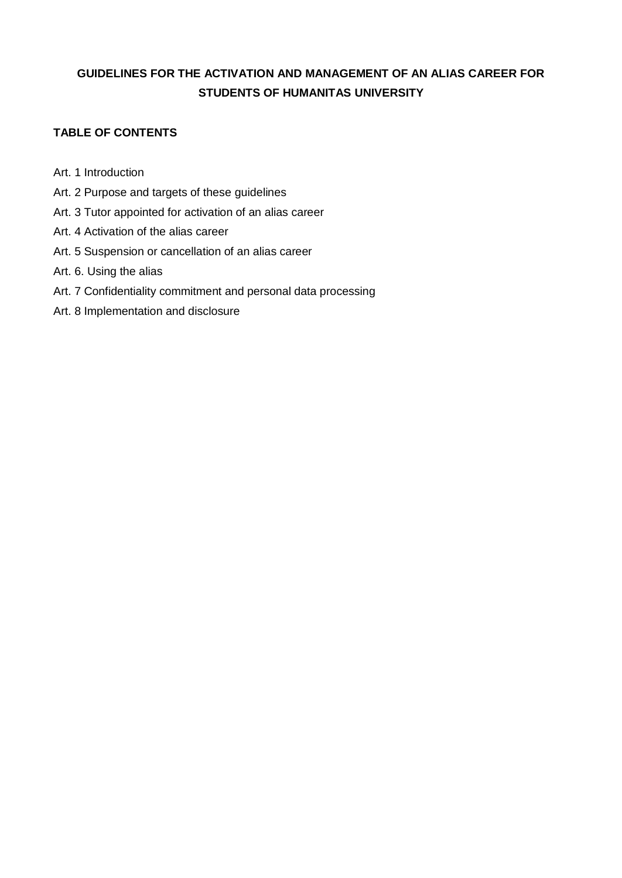# GUIDELINES FOR THE ACTIVATION AND MANAGEMENT OF AN ALIAS CAREER FOR STUDENTS OF HUMANITAS UNIVERSITY

## TABLE OF CONTENTS

Art. 1 Introduction

Art. 2 Purpose and targets of these guidelines

Art. 3 Tutor appointed for activation of an alias career

Art. 4 Activation of the alias career

Art. 5 Suspension or cancellation of an alias career

Art. 6. Using the alias

Art. 7 Confidentiality commitment and personal data processing

Art. 8 Implementation and disclosure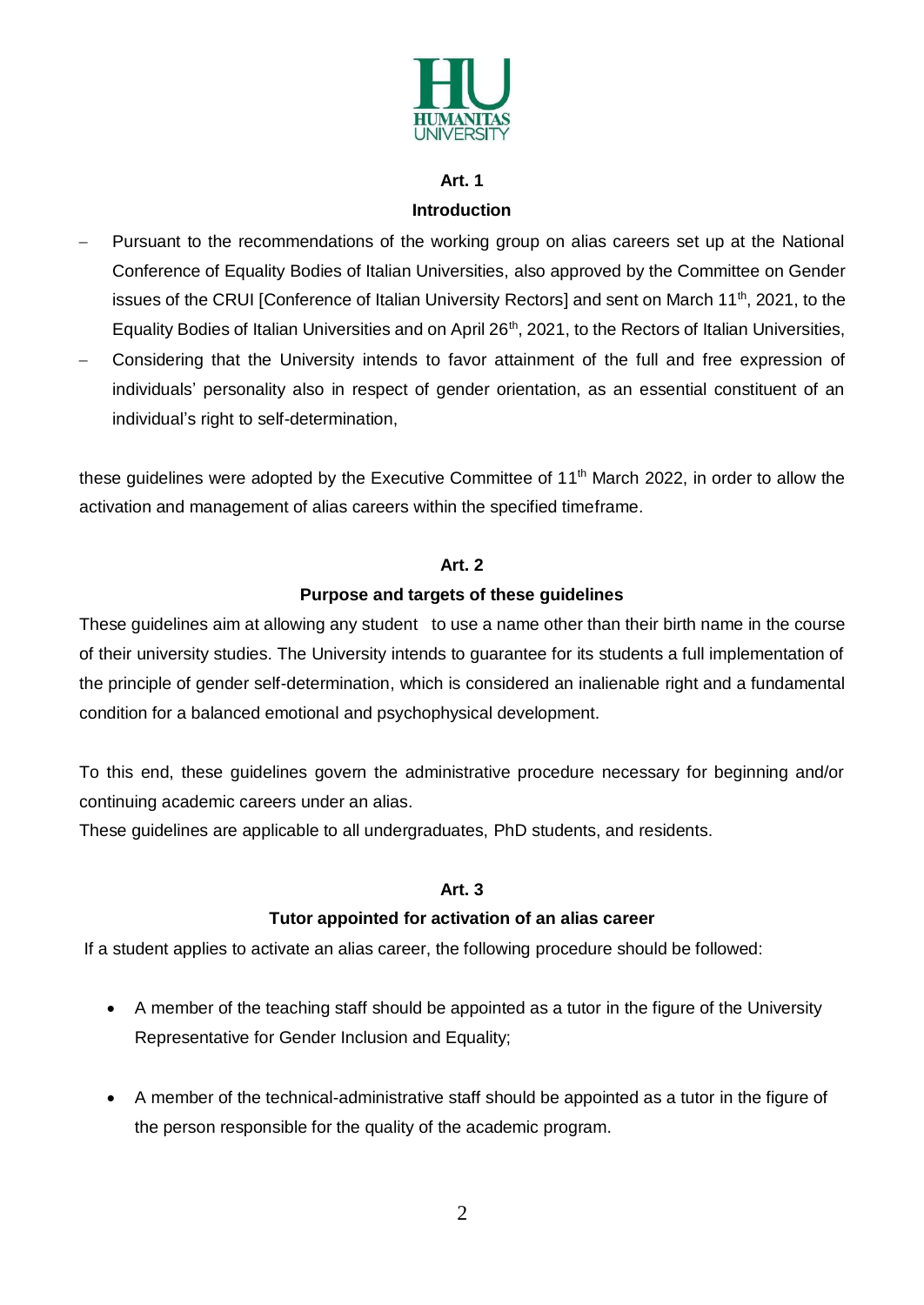## Art. 1

## Introduction

- Pursuant to the recommendations of the working group on alias careers set up at the National Conference of Equality Bodies of Italian Universities, also approved by the Committee on Gender issues of the CRUI [Conference of Italian University Rectors] and sent on March 11th, 2021, to the Equality Bodies of Italian Universities and on April 26th, 2021, to the Rectors of Italian Universities,
- Considering that the University intends to favor attainment of the full and free expression of individuals' personality also in respect of gender orientation, as an essential constituent of an individual's right to self-determination,

these guidelines were adopted by the Executive Committee of 11th March 2022, in order to allow the activation and management of alias careers within the specified timeframe.

## Art. 2

## Purpose and targets of these guidelines

These guidelines aim at allowing any student to use a name other than their birth name in the course of their university studies. The University intends to guarantee for its students a full implementation of the principle of gender self-determination, which is considered an inalienable right and a fundamental condition for a balanced emotional and psychophysical development.

To this end, these guidelines govern the administrative procedure necessary for beginning and/or continuing academic careers under an alias.
These guidelines are applicable to all undergraduates, PhD students, and residents.

## Art. 3

## Tutor appointed for activation of an alias career

If a student applies to activate an alias career, the following procedure should be followed:

- A member of the teaching staff should be appointed as a tutor in the figure of the University Representative for Gender Inclusion and Equality;
- A member of the technical-administrative staff should be appointed as a tutor in the figure of the person responsible for the quality of the academic program.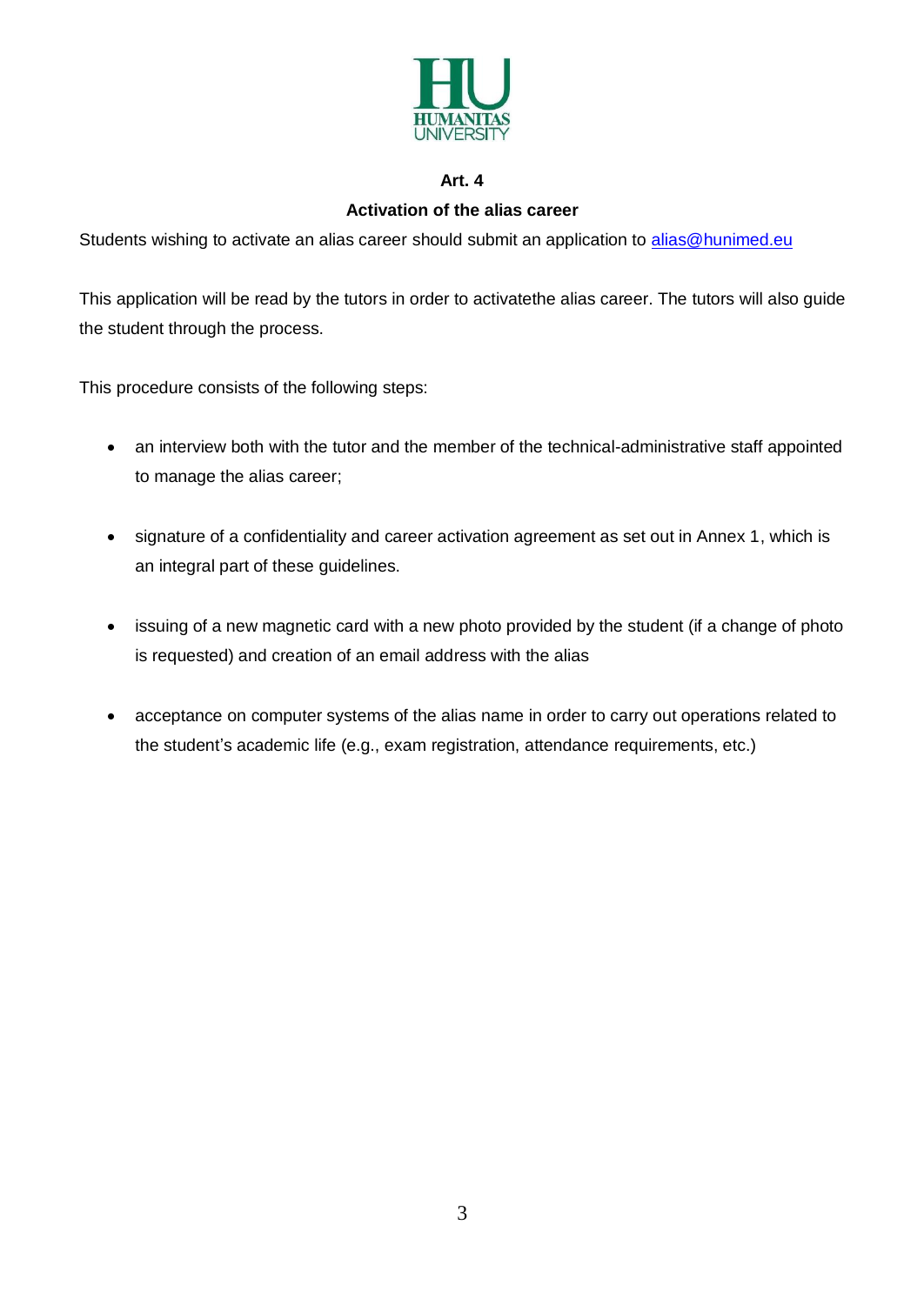## Art. 4

## Activation of the alias career

Students wishing to activate an alias career should submit an application to [alias@hunimed.eu](mailto:alias@hunimed.eu)

This application will be read by the tutors in order to activatethe alias career. The tutors will also guide the student through the process.

This procedure consists of the following steps:

- an interview both with the tutor and the member of the technical-administrative staff appointed to manage the alias career;
- signature of a confidentiality and career activation agreement as set out in Annex 1, which is an integral part of these guidelines.
- issuing of a new magnetic card with a new photo provided by the student (if a change of photo is requested) and creation of an email address with the alias
- acceptance on computer systems of the alias name in order to carry out operations related to the student's academic life (e.g., exam registration, attendance requirements, etc.)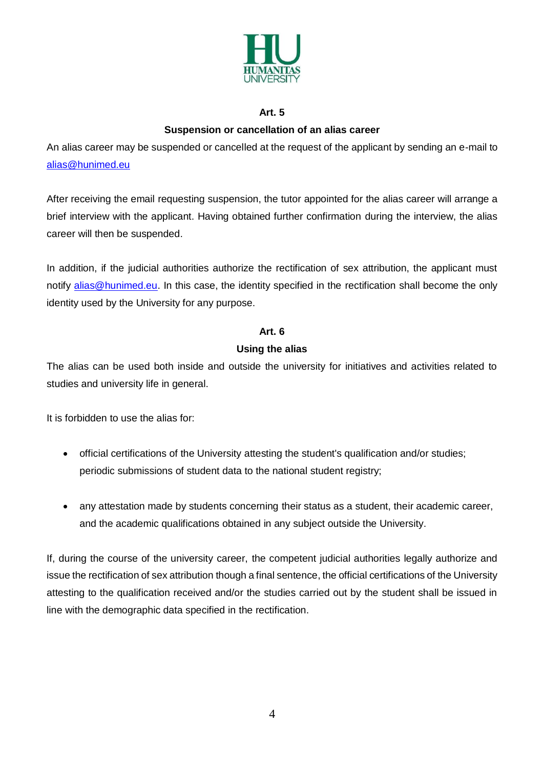## Art. 5

## Suspension or cancellation of an alias career

An alias career may be suspended or cancelled at the request of the applicant by sending an e-mail to [alias@hunimed.eu](mailto:alias@hunimed.eu)

After receiving the email requesting suspension, the tutor appointed for the alias career will arrange a brief interview with the applicant. Having obtained further confirmation during the interview, the alias career will then be suspended.

In addition, if the judicial authorities authorize the rectification of sex attribution, the applicant must notify [alias@hunimed.eu](mailto:alias@hunimed.eu). In this case, the identity specified in the rectification shall become the only identity used by the University for any purpose.

## Art. 6

## Using the alias

The alias can be used both inside and outside the university for initiatives and activities related to studies and university life in general.

It is forbidden to use the alias for:

- official certifications of the University attesting the student's qualification and/or studies; periodic submissions of student data to the national student registry;

- any attestation made by students concerning their status as a student, their academic career, and the academic qualifications obtained in any subject outside the University.

If, during the course of the university career, the competent judicial authorities legally authorize and issue the rectification of sex attribution though a final sentence, the official certifications of the University attesting to the qualification received and/or the studies carried out by the student shall be issued in line with the demographic data specified in the rectification.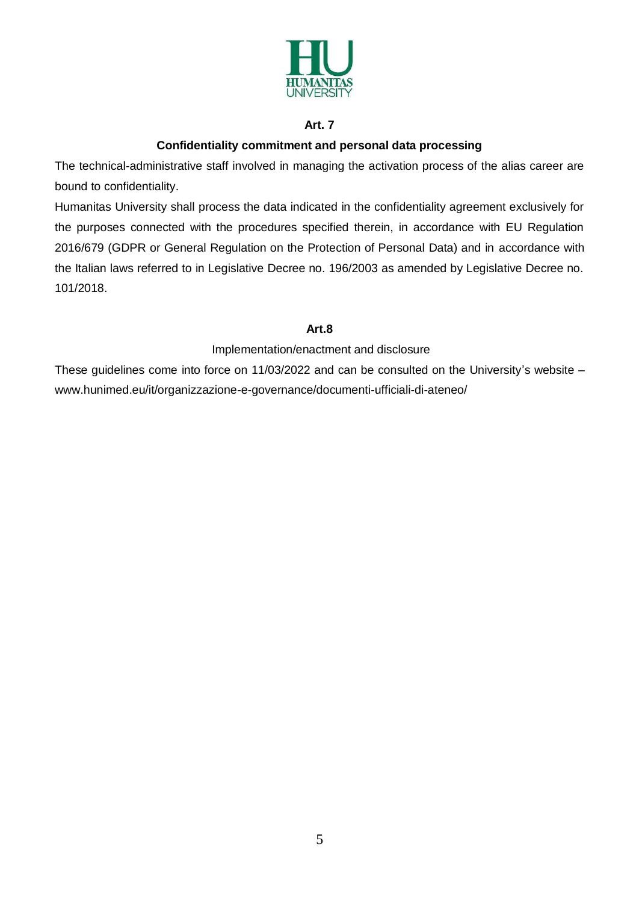**Art. 7**

**Confidentiality commitment and personal data processing**

The technical-administrative staff involved in managing the activation process of the alias career are bound to confidentiality.

Humanitas University shall process the data indicated in the confidentiality agreement exclusively for the purposes connected with the procedures specified therein, in accordance with EU Regulation 2016/679 (GDPR or General Regulation on the Protection of Personal Data) and in accordance with the Italian laws referred to in Legislative Decree no. 196/2003 as amended by Legislative Decree no. 101/2018.

**Art.8**

Implementation/enactment and disclosure

These guidelines come into force on 11/03/2022 and can be consulted on the University's website – www.hunimed.eu/it/organizzazione-e-governance/documenti-ufficiali-di-ateneo/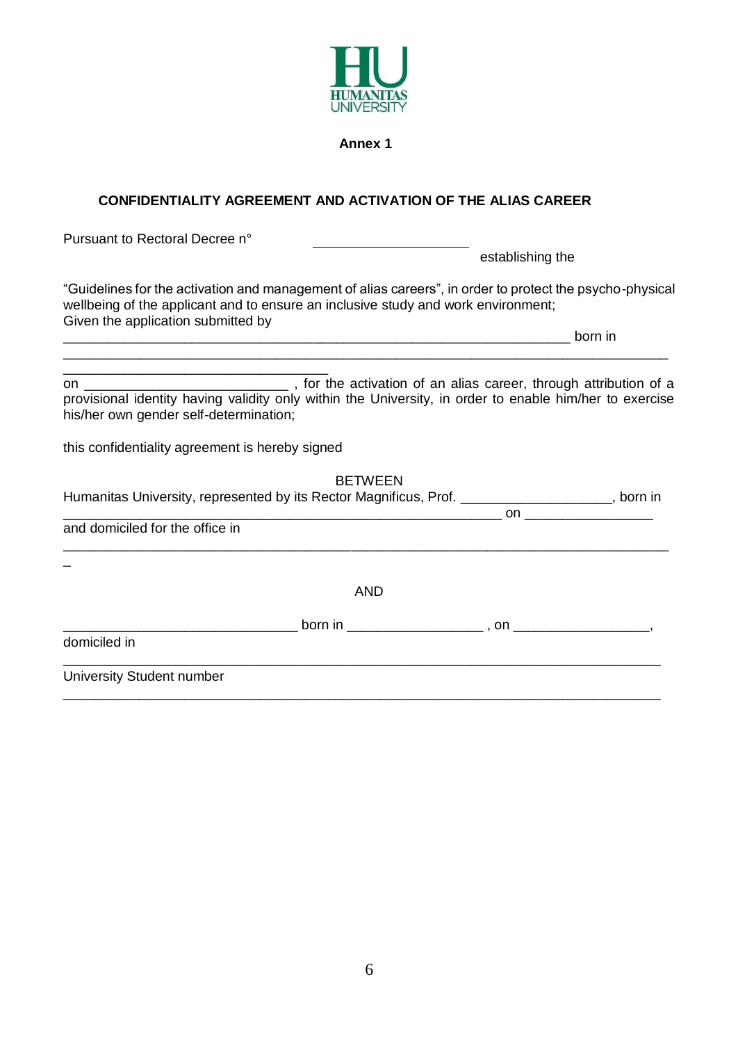HU
HUMANITAS
UNIVERSITY

**Annex 1**

**CONFIDENTIALITY AGREEMENT AND ACTIVATION OF THE ALIAS CAREER**

Pursuant to Rectoral Decree n° ____________________ establishing the

"Guidelines for the activation and management of alias careers", in order to protect the psycho-physical wellbeing of the applicant and to ensure an inclusive study and work environment;
Given the application submitted by
_________________________________________________________________ born in
_____________________________________________________________________________
__________________________________

on __________________________ , for the activation of an alias career, through attribution of a provisional identity having validity only within the University, in order to enable him/her to exercise his/her own gender self-determination;

this confidentiality agreement is hereby signed

BETWEEN

Humanitas University, represented by its Rector Magnificus, Prof. ___________________, born in
________________________________________________________ on ________________
and domiciled for the office in
______________________________________________________________________________

AND

______________________________ born in _________________ , on _________________,
domiciled in
_____________________________________________________________________________
University Student number
_____________________________________________________________________________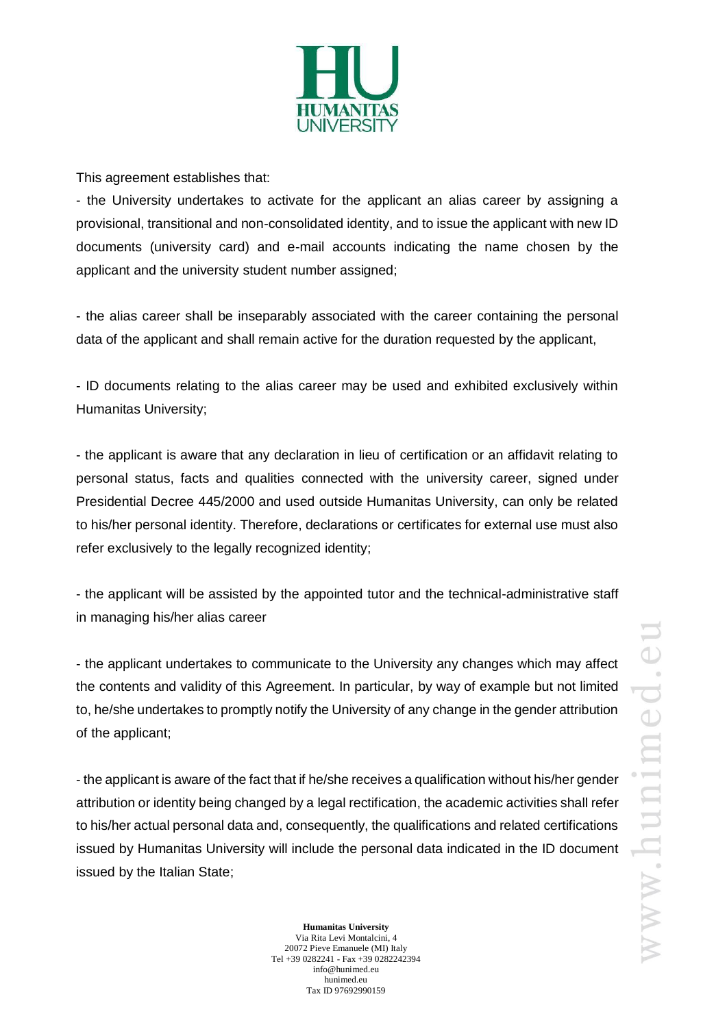This agreement establishes that:

- the University undertakes to activate for the applicant an alias career by assigning a provisional, transitional and non-consolidated identity, and to issue the applicant with new ID documents (university card) and e-mail accounts indicating the name chosen by the applicant and the university student number assigned;

- the alias career shall be inseparably associated with the career containing the personal data of the applicant and shall remain active for the duration requested by the applicant,

- ID documents relating to the alias career may be used and exhibited exclusively within Humanitas University;

- the applicant is aware that any declaration in lieu of certification or an affidavit relating to personal status, facts and qualities connected with the university career, signed under Presidential Decree 445/2000 and used outside Humanitas University, can only be related to his/her personal identity. Therefore, declarations or certificates for external use must also refer exclusively to the legally recognized identity;

- the applicant will be assisted by the appointed tutor and the technical-administrative staff in managing his/her alias career

- the applicant undertakes to communicate to the University any changes which may affect the contents and validity of this Agreement. In particular, by way of example but not limited to, he/she undertakes to promptly notify the University of any change in the gender attribution of the applicant;

- the applicant is aware of the fact that if he/she receives a qualification without his/her gender attribution or identity being changed by a legal rectification, the academic activities shall refer to his/her actual personal data and, consequently, the qualifications and related certifications issued by Humanitas University will include the personal data indicated in the ID document issued by the Italian State;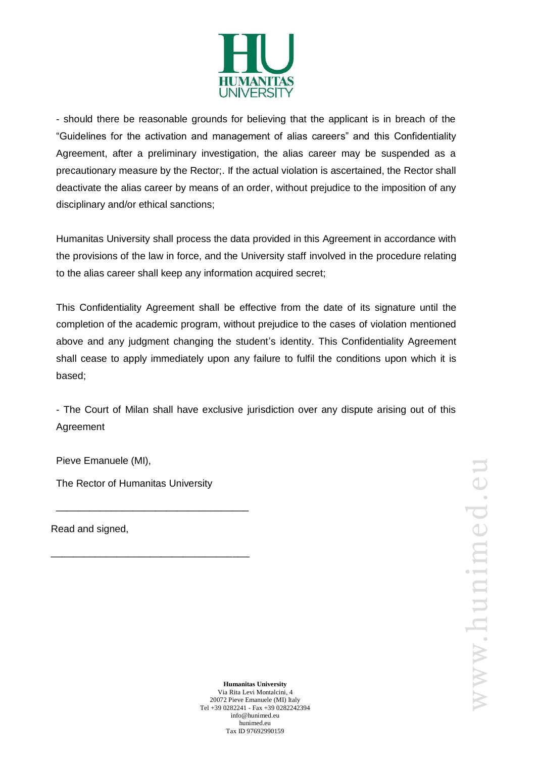- should there be reasonable grounds for believing that the applicant is in breach of the "Guidelines for the activation and management of alias careers" and this Confidentiality Agreement, after a preliminary investigation, the alias career may be suspended as a precautionary measure by the Rector;. If the actual violation is ascertained, the Rector shall deactivate the alias career by means of an order, without prejudice to the imposition of any disciplinary and/or ethical sanctions;

Humanitas University shall process the data provided in this Agreement in accordance with the provisions of the law in force, and the University staff involved in the procedure relating to the alias career shall keep any information acquired secret;

This Confidentiality Agreement shall be effective from the date of its signature until the completion of the academic program, without prejudice to the cases of violation mentioned above and any judgment changing the student's identity. This Confidentiality Agreement shall cease to apply immediately upon any failure to fulfil the conditions upon which it is based;

- The Court of Milan shall have exclusive jurisdiction over any dispute arising out of this Agreement

Pieve Emanuele (MI),

The Rector of Humanitas University

___________________________________

Read and signed,

___________________________________

**Humanitas University**
Via Rita Levi Montalcini, 4
20072 Pieve Emanuele (MI) Italy
Tel +39 0282241 - Fax +39 0282242394
info@hunimed.eu
hunimed.eu
Tax ID 97692990159